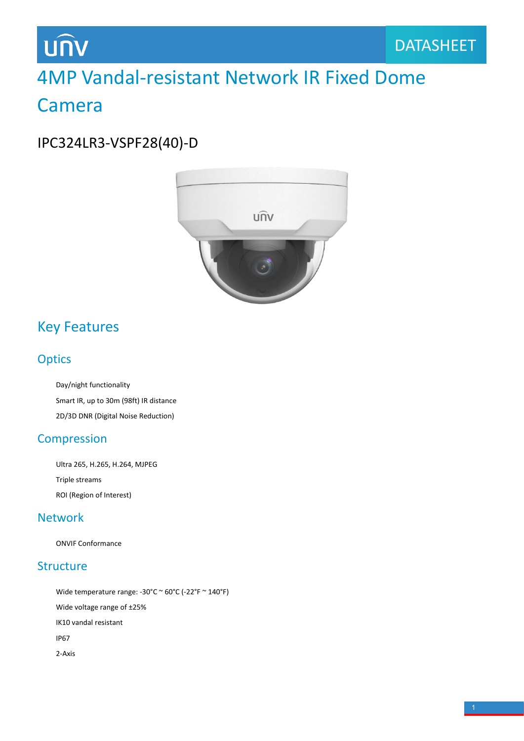DATASHEET

# 4MP Vandal-resistant Network IR Fixed Dome Camera

## IPC324LR3-VSPF28(40)-D

## Key Features

### Optics

Day/night functionality

Smart IR, up to 30m (98ft) IR distance

2D/3D DNR (Digital Noise Reduction)

### Compression

Ultra 265, H.265, H.264, MJPEG

Triple streams

ROI (Region of Interest)

### Network

ONVIF Conformance

### Structure

Wide temperature range: -30°C ~ 60°C (-22°F ~ 140°F)

Wide voltage range of ±25%

IK10 vandal resistant

IP67

2-Axis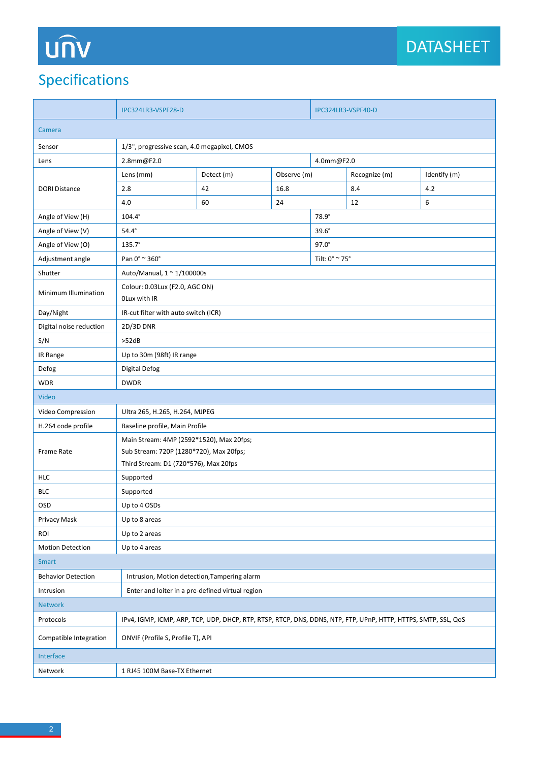## Specifications

| | IPC324LR3-VSPF28-D | | | IPC324LR3-VSPF40-D | |
|---|---|---|---|---|---|
| **Camera** | | | | | |
| Sensor | 1/3", progressive scan, 4.0 megapixel, CMOS | | | | |
| Lens | 2.8mm@F2.0 | | | 4.0mm@F2.0 | |
| DORI Distance | Lens (mm) | Detect (m) | Observe (m) | Recognize (m) | Identify (m) |
| | 2.8 | 42 | 16.8 | 8.4 | 4.2 |
| | 4.0 | 60 | 24 | 12 | 6 |
| Angle of View (H) | 104.4° | | | 78.9° | |
| Angle of View (V) | 54.4° | | | 39.6° | |
| Angle of View (O) | 135.7° | | | 97.0° | |
| Adjustment angle | Pan 0° ~ 360° | | | Tilt: 0° ~ 75° | |
| Shutter | Auto/Manual, 1 ~ 1/100000s | | | | |
| Minimum Illumination | Colour: 0.03Lux (F2.0, AGC ON)<br>0Lux with IR | | | | |
| Day/Night | IR-cut filter with auto switch (ICR) | | | | |
| Digital noise reduction | 2D/3D DNR | | | | |
| S/N | >52dB | | | | |
| IR Range | Up to 30m (98ft) IR range | | | | |
| Defog | Digital Defog | | | | |
| WDR | DWDR | | | | |
| **Video** | | | | | |
| Video Compression | Ultra 265, H.265, H.264, MJPEG | | | | |
| H.264 code profile | Baseline profile, Main Profile | | | | |
| Frame Rate | Main Stream: 4MP (2592*1520), Max 20fps;<br>Sub Stream: 720P (1280*720), Max 20fps;<br>Third Stream: D1 (720*576), Max 20fps | | | | |
| HLC | Supported | | | | |
| BLC | Supported | | | | |
| OSD | Up to 4 OSDs | | | | |
| Privacy Mask | Up to 8 areas | | | | |
| ROI | Up to 2 areas | | | | |
| Motion Detection | Up to 4 areas | | | | |
| **Smart** | | | | | |
| Behavior Detection | Intrusion, Motion detection,Tampering alarm | | | | |
| Intrusion | Enter and loiter in a pre-defined virtual region | | | | |
| **Network** | | | | | |
| Protocols | IPv4, IGMP, ICMP, ARP, TCP, UDP, DHCP, RTP, RTSP, RTCP, DNS, DDNS, NTP, FTP, UPnP, HTTP, HTTPS, SMTP, SSL, QoS | | | | |
| Compatible Integration | ONVIF (Profile S, Profile T), API | | | | |
| **Interface** | | | | | |
| Network | 1 RJ45 100M Base-TX Ethernet | | | | |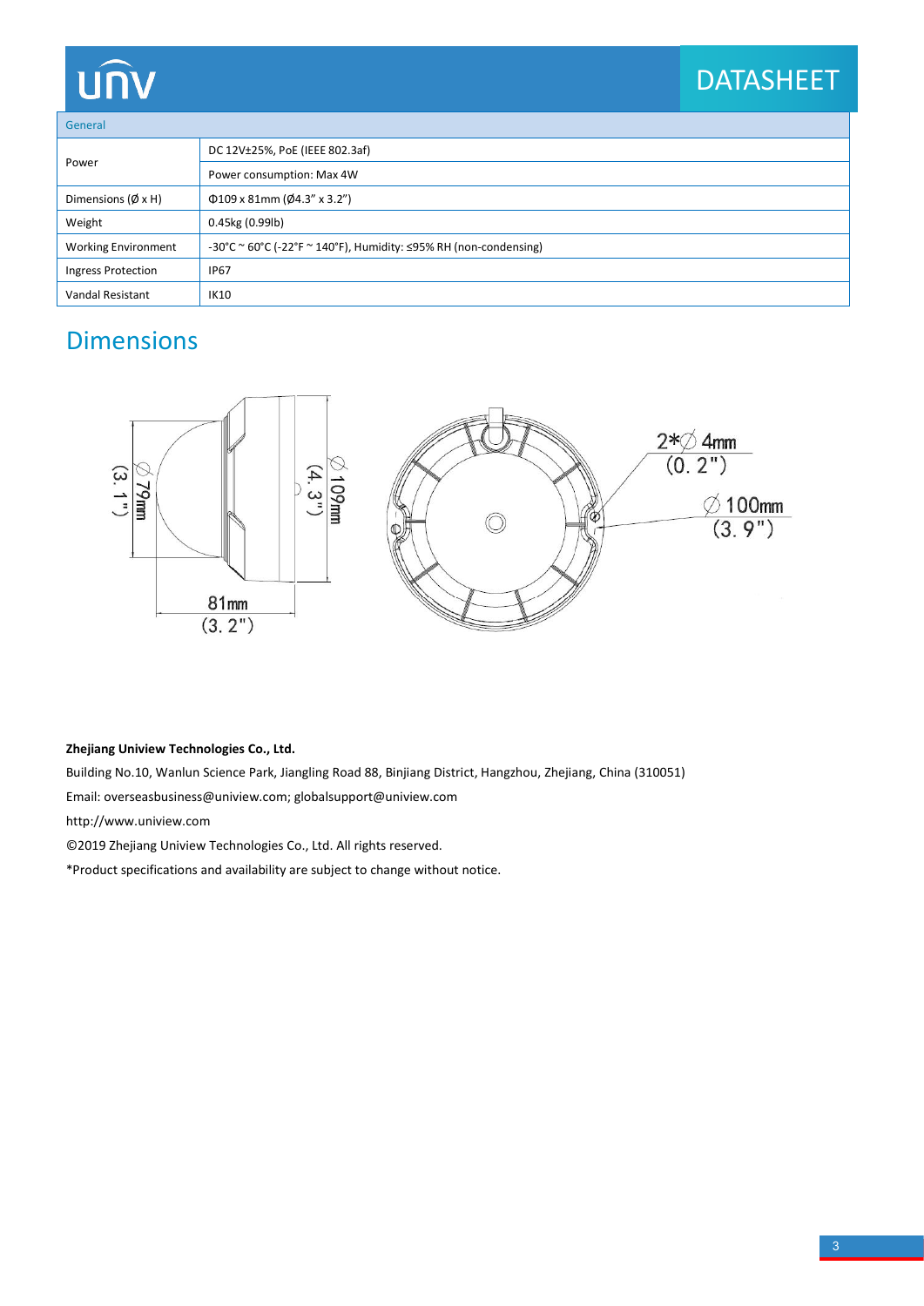| General | |
|---|---|
| Power | DC 12V±25%, PoE (IEEE 802.3af) |
| | Power consumption: Max 4W |
| Dimensions (Ø x H) | Φ109 x 81mm (Ø4.3" x 3.2") |
| Weight | 0.45kg (0.99lb) |
| Working Environment | -30°C ~ 60°C (-22°F ~ 140°F), Humidity: ≤95% RH (non-condensing) |
| Ingress Protection | IP67 |
| Vandal Resistant | IK10 |

## Dimensions

Ø79mm (3.1")
Ø109mm (4.3")
81mm (3.2")
2*Ø4mm (0.2")
Ø100mm (3.9")

**Zhejiang Uniview Technologies Co., Ltd.**

Building No.10, Wanlun Science Park, Jiangling Road 88, Binjiang District, Hangzhou, Zhejiang, China (310051)

Email: overseasbusiness@uniview.com; globalsupport@uniview.com

http://www.uniview.com

©2019 Zhejiang Uniview Technologies Co., Ltd. All rights reserved.

*Product specifications and availability are subject to change without notice.